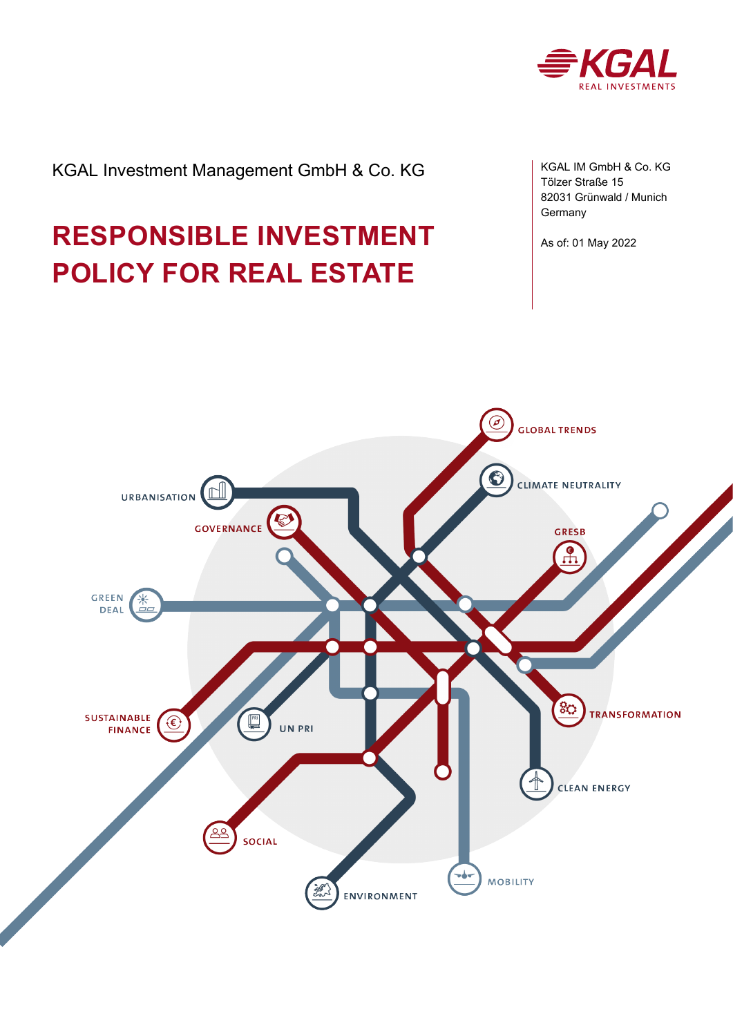KGAL Investment Management GmbH & Co. KG

# RESPONSIBLE INVESTMENT POLICY FOR REAL ESTATE

KGAL IM GmbH & Co. KG
Tölzer Straße 15
82031 Grünwald / Munich
Germany

As of: 01 May 2022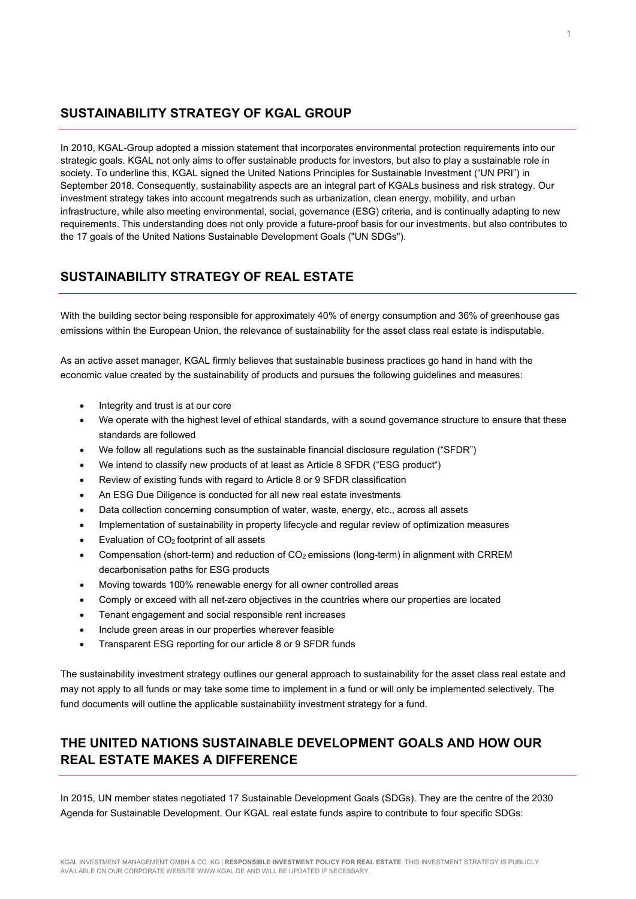## SUSTAINABILITY STRATEGY OF KGAL GROUP

In 2010, KGAL-Group adopted a mission statement that incorporates environmental protection requirements into our strategic goals. KGAL not only aims to offer sustainable products for investors, but also to play a sustainable role in society. To underline this, KGAL signed the United Nations Principles for Sustainable Investment ("UN PRI") in September 2018. Consequently, sustainability aspects are an integral part of KGALs business and risk strategy. Our investment strategy takes into account megatrends such as urbanization, clean energy, mobility, and urban infrastructure, while also meeting environmental, social, governance (ESG) criteria, and is continually adapting to new requirements. This understanding does not only provide a future-proof basis for our investments, but also contributes to the 17 goals of the United Nations Sustainable Development Goals ("UN SDGs").

## SUSTAINABILITY STRATEGY OF REAL ESTATE

With the building sector being responsible for approximately 40% of energy consumption and 36% of greenhouse gas emissions within the European Union, the relevance of sustainability for the asset class real estate is indisputable.

As an active asset manager, KGAL firmly believes that sustainable business practices go hand in hand with the economic value created by the sustainability of products and pursues the following guidelines and measures:

- Integrity and trust is at our core
- We operate with the highest level of ethical standards, with a sound governance structure to ensure that these standards are followed
- We follow all regulations such as the sustainable financial disclosure regulation ("SFDR")
- We intend to classify new products of at least as Article 8 SFDR ("ESG product")
- Review of existing funds with regard to Article 8 or 9 SFDR classification
- An ESG Due Diligence is conducted for all new real estate investments
- Data collection concerning consumption of water, waste, energy, etc., across all assets
- Implementation of sustainability in property lifecycle and regular review of optimization measures
- Evaluation of $CO_2$ footprint of all assets
- Compensation (short-term) and reduction of $CO_2$ emissions (long-term) in alignment with CRREM decarbonisation paths for ESG products
- Moving towards 100% renewable energy for all owner controlled areas
- Comply or exceed with all net-zero objectives in the countries where our properties are located
- Tenant engagement and social responsible rent increases
- Include green areas in our properties wherever feasible
- Transparent ESG reporting for our article 8 or 9 SFDR funds

The sustainability investment strategy outlines our general approach to sustainability for the asset class real estate and may not apply to all funds or may take some time to implement in a fund or will only be implemented selectively. The fund documents will outline the applicable sustainability investment strategy for a fund.

## THE UNITED NATIONS SUSTAINABLE DEVELOPMENT GOALS AND HOW OUR REAL ESTATE MAKES A DIFFERENCE

In 2015, UN member states negotiated 17 Sustainable Development Goals (SDGs). They are the centre of the 2030 Agenda for Sustainable Development. Our KGAL real estate funds aspire to contribute to four specific SDGs: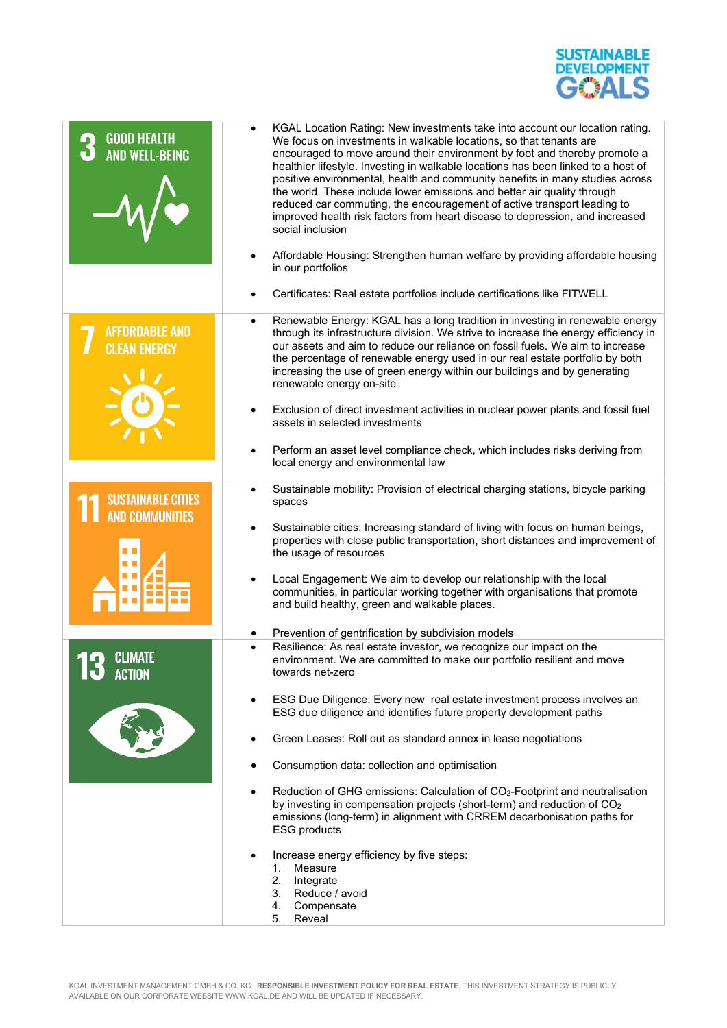SUSTAINABLE DEVELOPMENT GOALS

| SDG | Measures |
| --- | --- |
| 3 GOOD HEALTH AND WELL-BEING | • KGAL Location Rating: New investments take into account our location rating. We focus on investments in walkable locations, so that tenants are encouraged to move around their environment by foot and thereby promote a healthier lifestyle. Investing in walkable locations has been linked to a host of positive environmental, health and community benefits in many studies across the world. These include lower emissions and better air quality through reduced car commuting, the encouragement of active transport leading to improved health risk factors from heart disease to depression, and increased social inclusion<br>• Affordable Housing: Strengthen human welfare by providing affordable housing in our portfolios<br>• Certificates: Real estate portfolios include certifications like FITWELL |
| 7 AFFORDABLE AND CLEAN ENERGY | • Renewable Energy: KGAL has a long tradition in investing in renewable energy through its infrastructure division. We strive to increase the energy efficiency in our assets and aim to reduce our reliance on fossil fuels. We aim to increase the percentage of renewable energy used in our real estate portfolio by both increasing the use of green energy within our buildings and by generating renewable energy on-site<br>• Exclusion of direct investment activities in nuclear power plants and fossil fuel assets in selected investments<br>• Perform an asset level compliance check, which includes risks deriving from local energy and environmental law |
| 11 SUSTAINABLE CITIES AND COMMUNITIES | • Sustainable mobility: Provision of electrical charging stations, bicycle parking spaces<br>• Sustainable cities: Increasing standard of living with focus on human beings, properties with close public transportation, short distances and improvement of the usage of resources<br>• Local Engagement: We aim to develop our relationship with the local communities, in particular working together with organisations that promote and build healthy, green and walkable places.<br>• Prevention of gentrification by subdivision models |
| 13 CLIMATE ACTION | • Resilience: As real estate investor, we recognize our impact on the environment. We are committed to make our portfolio resilient and move towards net-zero<br>• ESG Due Diligence: Every new real estate investment process involves an ESG due diligence and identifies future property development paths<br>• Green Leases: Roll out as standard annex in lease negotiations<br>• Consumption data: collection and optimisation<br>• Reduction of GHG emissions: Calculation of $CO_2$-Footprint and neutralisation by investing in compensation projects (short-term) and reduction of $CO_2$ emissions (long-term) in alignment with CRREM decarbonisation paths for ESG products<br>• Increase energy efficiency by five steps:<br>1. Measure<br>2. Integrate<br>3. Reduce / avoid<br>4. Compensate<br>5. Reveal |

KGAL INVESTMENT MANAGEMENT GMBH & CO. KG | **RESPONSIBLE INVESTMENT POLICY FOR REAL ESTATE**. THIS INVESTMENT STRATEGY IS PUBLICLY AVAILABLE ON OUR CORPORATE WEBSITE WWW.KGAL.DE AND WILL BE UPDATED IF NECESSARY.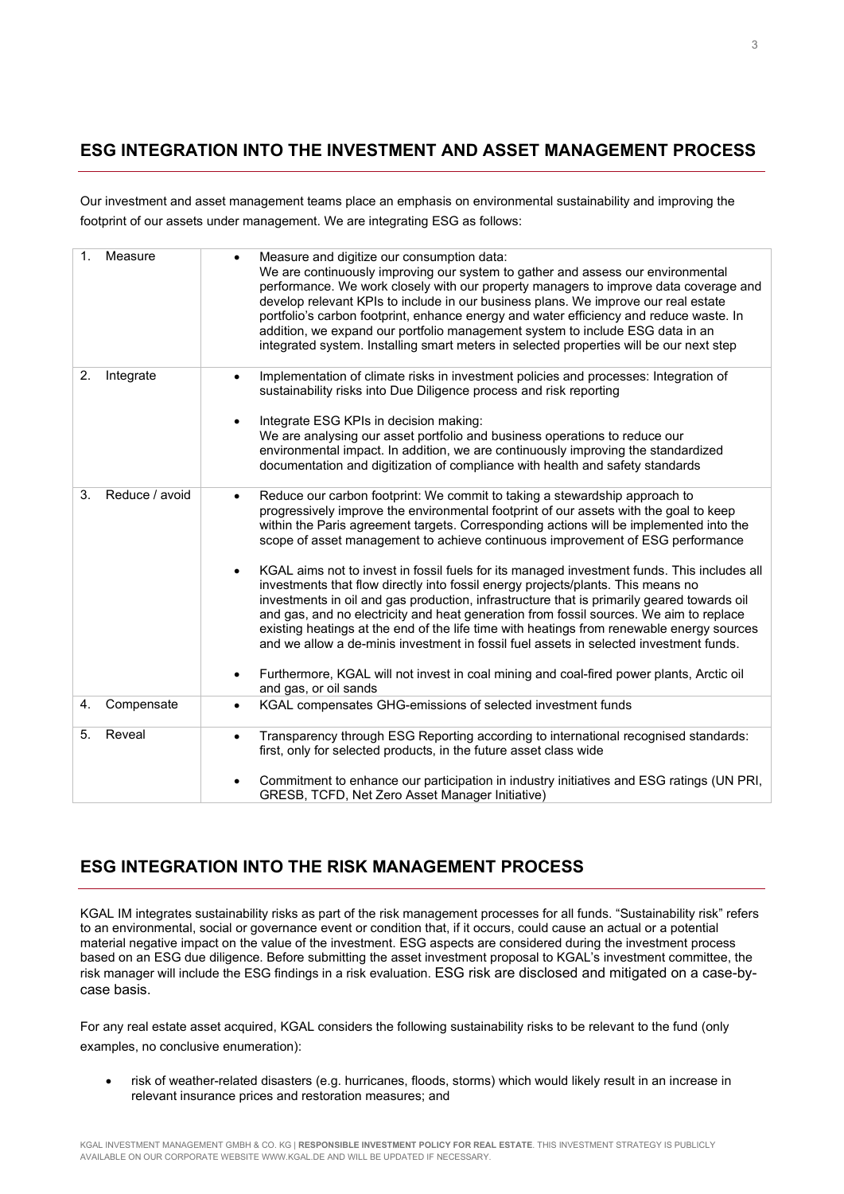## ESG INTEGRATION INTO THE INVESTMENT AND ASSET MANAGEMENT PROCESS

Our investment and asset management teams place an emphasis on environmental sustainability and improving the footprint of our assets under management. We are integrating ESG as follows:

| | |
|---|---|
| 1. Measure | • Measure and digitize our consumption data: We are continuously improving our system to gather and assess our environmental performance. We work closely with our property managers to improve data coverage and develop relevant KPIs to include in our business plans. We improve our real estate portfolio's carbon footprint, enhance energy and water efficiency and reduce waste. In addition, we expand our portfolio management system to include ESG data in an integrated system. Installing smart meters in selected properties will be our next step |
| 2. Integrate | • Implementation of climate risks in investment policies and processes: Integration of sustainability risks into Due Diligence process and risk reporting<br><br>• Integrate ESG KPIs in decision making: We are analysing our asset portfolio and business operations to reduce our environmental impact. In addition, we are continuously improving the standardized documentation and digitization of compliance with health and safety standards |
| 3. Reduce / avoid | • Reduce our carbon footprint: We commit to taking a stewardship approach to progressively improve the environmental footprint of our assets with the goal to keep within the Paris agreement targets. Corresponding actions will be implemented into the scope of asset management to achieve continuous improvement of ESG performance<br><br>• KGAL aims not to invest in fossil fuels for its managed investment funds. This includes all investments that flow directly into fossil energy projects/plants. This means no investments in oil and gas production, infrastructure that is primarily geared towards oil and gas, and no electricity and heat generation from fossil sources. We aim to replace existing heatings at the end of the life time with heatings from renewable energy sources and we allow a de-minis investment in fossil fuel assets in selected investment funds.<br><br>• Furthermore, KGAL will not invest in coal mining and coal-fired power plants, Arctic oil and gas, or oil sands |
| 4. Compensate | • KGAL compensates GHG-emissions of selected investment funds |
| 5. Reveal | • Transparency through ESG Reporting according to international recognised standards: first, only for selected products, in the future asset class wide<br><br>• Commitment to enhance our participation in industry initiatives and ESG ratings (UN PRI, GRESB, TCFD, Net Zero Asset Manager Initiative) |

## ESG INTEGRATION INTO THE RISK MANAGEMENT PROCESS

KGAL IM integrates sustainability risks as part of the risk management processes for all funds. "Sustainability risk" refers to an environmental, social or governance event or condition that, if it occurs, could cause an actual or a potential material negative impact on the value of the investment. ESG aspects are considered during the investment process based on an ESG due diligence. Before submitting the asset investment proposal to KGAL's investment committee, the risk manager will include the ESG findings in a risk evaluation. ESG risk are disclosed and mitigated on a case-by-case basis.

For any real estate asset acquired, KGAL considers the following sustainability risks to be relevant to the fund (only examples, no conclusive enumeration):

- risk of weather-related disasters (e.g. hurricanes, floods, storms) which would likely result in an increase in relevant insurance prices and restoration measures; and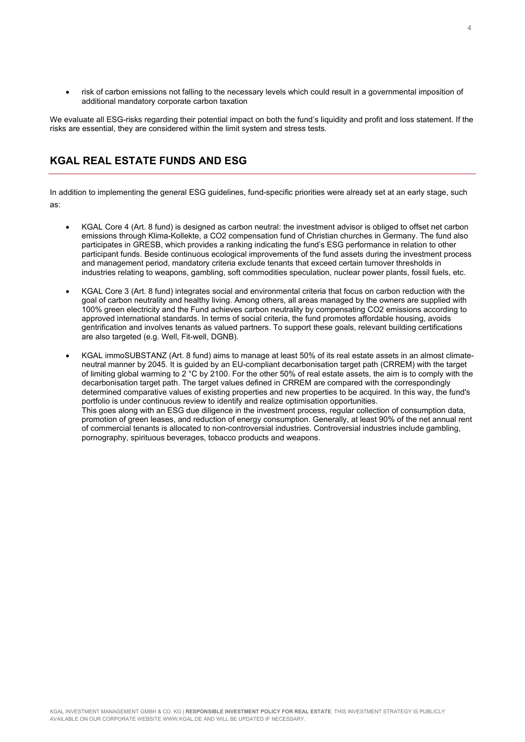- risk of carbon emissions not falling to the necessary levels which could result in a governmental imposition of additional mandatory corporate carbon taxation

We evaluate all ESG-risks regarding their potential impact on both the fund's liquidity and profit and loss statement. If the risks are essential, they are considered within the limit system and stress tests.

## KGAL REAL ESTATE FUNDS AND ESG

In addition to implementing the general ESG guidelines, fund-specific priorities were already set at an early stage, such as:

- KGAL Core 4 (Art. 8 fund) is designed as carbon neutral: the investment advisor is obliged to offset net carbon emissions through Klima-Kollekte, a CO2 compensation fund of Christian churches in Germany. The fund also participates in GRESB, which provides a ranking indicating the fund's ESG performance in relation to other participant funds. Beside continuous ecological improvements of the fund assets during the investment process and management period, mandatory criteria exclude tenants that exceed certain turnover thresholds in industries relating to weapons, gambling, soft commodities speculation, nuclear power plants, fossil fuels, etc.

- KGAL Core 3 (Art. 8 fund) integrates social and environmental criteria that focus on carbon reduction with the goal of carbon neutrality and healthy living. Among others, all areas managed by the owners are supplied with 100% green electricity and the Fund achieves carbon neutrality by compensating CO2 emissions according to approved international standards. In terms of social criteria, the fund promotes affordable housing, avoids gentrification and involves tenants as valued partners. To support these goals, relevant building certifications are also targeted (e.g. Well, Fit-well, DGNB).

- KGAL immoSUBSTANZ (Art. 8 fund) aims to manage at least 50% of its real estate assets in an almost climate-neutral manner by 2045. It is guided by an EU-compliant decarbonisation target path (CRREM) with the target of limiting global warming to 2 °C by 2100. For the other 50% of real estate assets, the aim is to comply with the decarbonisation target path. The target values defined in CRREM are compared with the correspondingly determined comparative values of existing properties and new properties to be acquired. In this way, the fund's portfolio is under continuous review to identify and realize optimisation opportunities.
  This goes along with an ESG due diligence in the investment process, regular collection of consumption data, promotion of green leases, and reduction of energy consumption. Generally, at least 90% of the net annual rent of commercial tenants is allocated to non-controversial industries. Controversial industries include gambling, pornography, spirituous beverages, tobacco products and weapons.